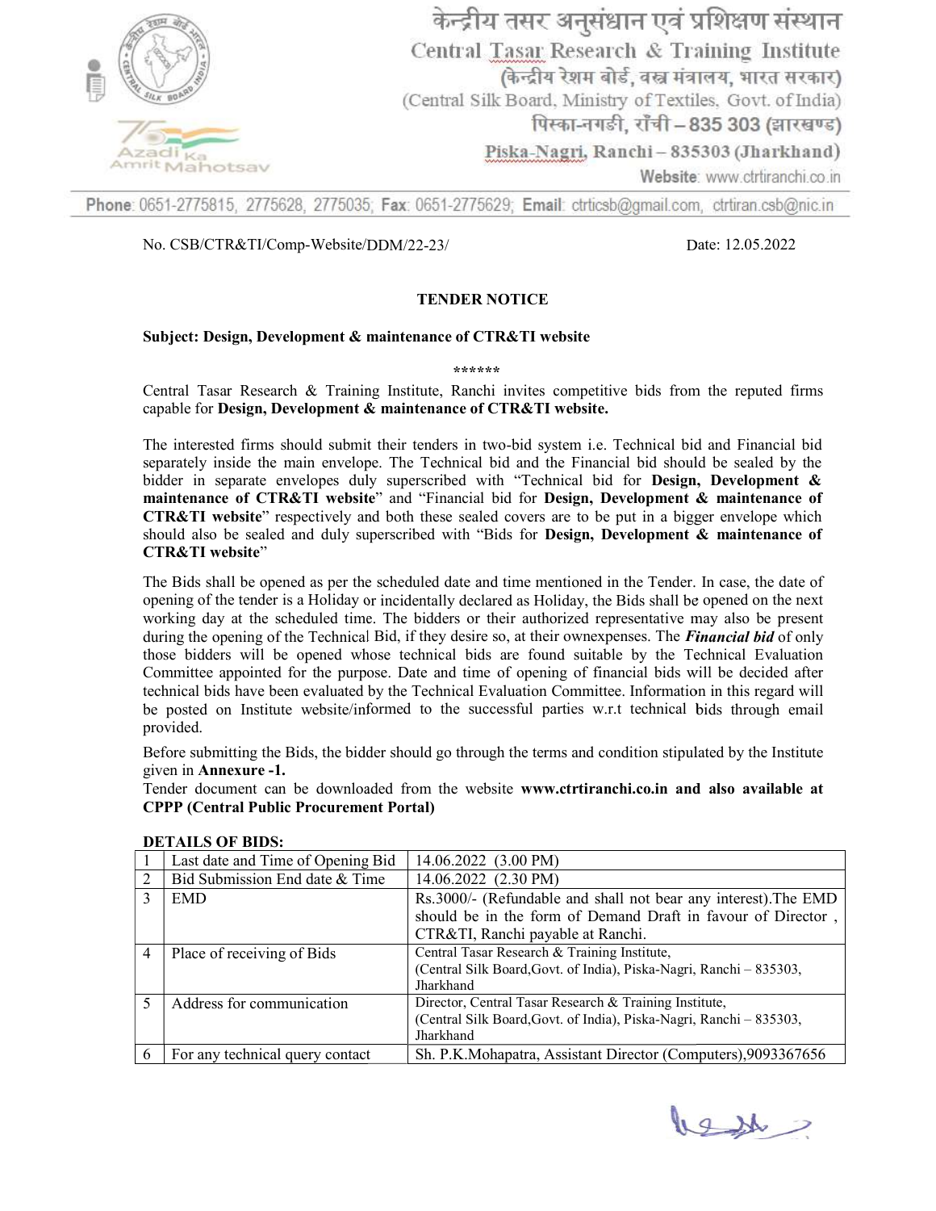केन्द्रीय तसर अनुसंधान एवं प्रशिक्षण संस्थान

Central Tasar Research & Training Institute

(केन्द्रीय रेशम बोर्ड, वस्त्र मंत्रालय, भारत सरकार)

(Central Silk Board, Ministry of Textiles, Govt. of India)

पिस्का-नगड़ी, राँची – 835 303 (झारखण्ड)

Piska-Nagri, Ranchi – 835303 (Jharkhand)

Website: www.ctrtiranchi.co.in

Phone: 0651-2775815, 2775628, 2775035; Fax: 0651-2775629; Email: ctrticsb@gmail.com, ctrtiran.csb@nic.in

No. CSB/CTR&TI/Comp-Website/DDM/22-23/ Date: 12.05.2022

## TENDER NOTICE

**Subject: Design, Development & maintenance of CTR&TI website**

******

Central Tasar Research & Training Institute, Ranchi invites competitive bids from the reputed firms capable for **Design, Development & maintenance of CTR&TI website.**

The interested firms should submit their tenders in two-bid system i.e. Technical bid and Financial bid separately inside the main envelope. The Technical bid and the Financial bid should be sealed by the bidder in separate envelopes duly superscribed with "Technical bid for **Design, Development & maintenance of CTR&TI website**" and "Financial bid for **Design, Development & maintenance of CTR&TI website**" respectively and both these sealed covers are to be put in a bigger envelope which should also be sealed and duly superscribed with "Bids for **Design, Development & maintenance of CTR&TI website**"

The Bids shall be opened as per the scheduled date and time mentioned in the Tender. In case, the date of opening of the tender is a Holiday or incidentally declared as Holiday, the Bids shall be opened on the next working day at the scheduled time. The bidders or their authorized representative may also be present during the opening of the Technical Bid, if they desire so, at their ownexpenses. The ***Financial bid*** of only those bidders will be opened whose technical bids are found suitable by the Technical Evaluation Committee appointed for the purpose. Date and time of opening of financial bids will be decided after technical bids have been evaluated by the Technical Evaluation Committee. Information in this regard will be posted on Institute website/informed to the successful parties w.r.t technical bids through email provided.

Before submitting the Bids, the bidder should go through the terms and condition stipulated by the Institute given in **Annexure -1.**

Tender document can be downloaded from the website **www.ctrtiranchi.co.in and also available at CPPP (Central Public Procurement Portal)**

**DETAILS OF BIDS:**

| | | |
|---|---|---|
| 1 | Last date and Time of Opening Bid | 14.06.2022 (3.00 PM) |
| 2 | Bid Submission End date & Time | 14.06.2022 (2.30 PM) |
| 3 | EMD | Rs.3000/- (Refundable and shall not bear any interest).The EMD should be in the form of Demand Draft in favour of Director , CTR&TI, Ranchi payable at Ranchi. |
| 4 | Place of receiving of Bids | Central Tasar Research & Training Institute, (Central Silk Board,Govt. of India), Piska-Nagri, Ranchi – 835303, Jharkhand |
| 5 | Address for communication | Director, Central Tasar Research & Training Institute, (Central Silk Board,Govt. of India), Piska-Nagri, Ranchi – 835303, Jharkhand |
| 6 | For any technical query contact | Sh. P.K.Mohapatra, Assistant Director (Computers),9093367656 |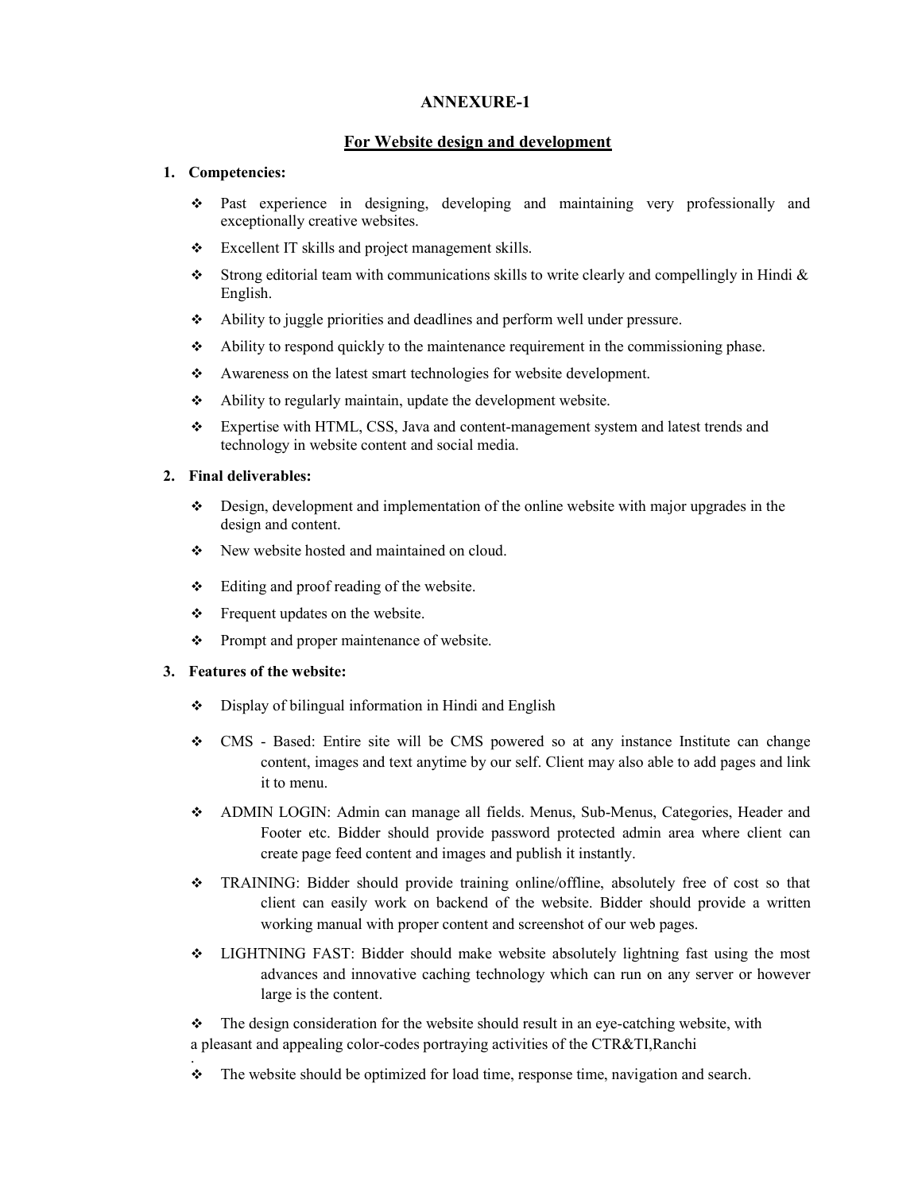## ANNEXURE-1

## For Website design and development

1. **Competencies:**

   - Past experience in designing, developing and maintaining very professionally and exceptionally creative websites.
   - Excellent IT skills and project management skills.
   - Strong editorial team with communications skills to write clearly and compellingly in Hindi & English.
   - Ability to juggle priorities and deadlines and perform well under pressure.
   - Ability to respond quickly to the maintenance requirement in the commissioning phase.
   - Awareness on the latest smart technologies for website development.
   - Ability to regularly maintain, update the development website.
   - Expertise with HTML, CSS, Java and content-management system and latest trends and technology in website content and social media.

2. **Final deliverables:**

   - Design, development and implementation of the online website with major upgrades in the design and content.
   - New website hosted and maintained on cloud.
   - Editing and proof reading of the website.
   - Frequent updates on the website.
   - Prompt and proper maintenance of website.

3. **Features of the website:**

   - Display of bilingual information in Hindi and English
   - CMS - Based: Entire site will be CMS powered so at any instance Institute can change content, images and text anytime by our self. Client may also able to add pages and link it to menu.
   - ADMIN LOGIN: Admin can manage all fields. Menus, Sub-Menus, Categories, Header and Footer etc. Bidder should provide password protected admin area where client can create page feed content and images and publish it instantly.
   - TRAINING: Bidder should provide training online/offline, absolutely free of cost so that client can easily work on backend of the website. Bidder should provide a written working manual with proper content and screenshot of our web pages.
   - LIGHTNING FAST: Bidder should make website absolutely lightning fast using the most advances and innovative caching technology which can run on any server or however large is the content.
   - The design consideration for the website should result in an eye-catching website, with a pleasant and appealing color-codes portraying activities of the CTR&TI,Ranchi
   - The website should be optimized for load time, response time, navigation and search.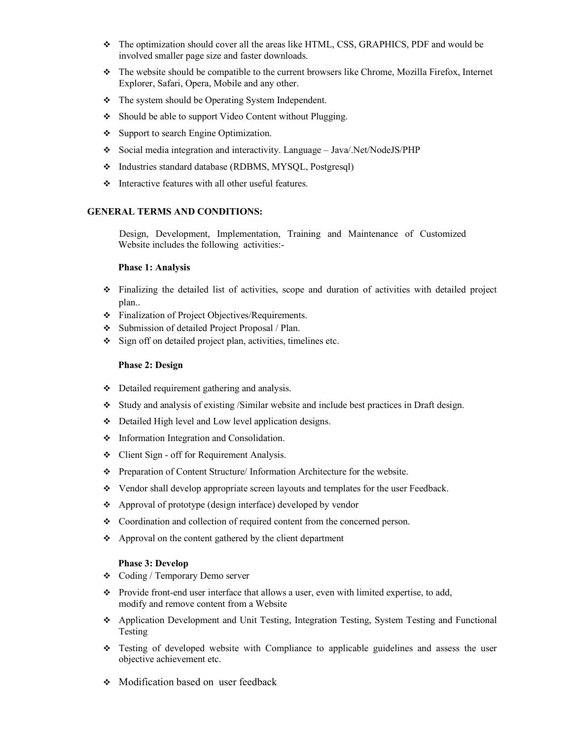- The optimization should cover all the areas like HTML, CSS, GRAPHICS, PDF and would be involved smaller page size and faster downloads.
- The website should be compatible to the current browsers like Chrome, Mozilla Firefox, Internet Explorer, Safari, Opera, Mobile and any other.
- The system should be Operating System Independent.
- Should be able to support Video Content without Plugging.
- Support to search Engine Optimization.
- Social media integration and interactivity. Language – Java/.Net/NodeJS/PHP
- Industries standard database (RDBMS, MYSQL, Postgresql)
- Interactive features with all other useful features.

## GENERAL TERMS AND CONDITIONS:

Design, Development, Implementation, Training and Maintenance of Customized Website includes the following activities:-

### Phase 1: Analysis

- Finalizing the detailed list of activities, scope and duration of activities with detailed project plan..
- Finalization of Project Objectives/Requirements.
- Submission of detailed Project Proposal / Plan.
- Sign off on detailed project plan, activities, timelines etc.

### Phase 2: Design

- Detailed requirement gathering and analysis.
- Study and analysis of existing /Similar website and include best practices in Draft design.
- Detailed High level and Low level application designs.
- Information Integration and Consolidation.
- Client Sign - off for Requirement Analysis.
- Preparation of Content Structure/ Information Architecture for the website.
- Vendor shall develop appropriate screen layouts and templates for the user Feedback.
- Approval of prototype (design interface) developed by vendor
- Coordination and collection of required content from the concerned person.
- Approval on the content gathered by the client department

### Phase 3: Develop

- Coding / Temporary Demo server
- Provide front-end user interface that allows a user, even with limited expertise, to add, modify and remove content from a Website
- Application Development and Unit Testing, Integration Testing, System Testing and Functional Testing
- Testing of developed website with Compliance to applicable guidelines and assess the user objective achievement etc.
- Modification based on user feedback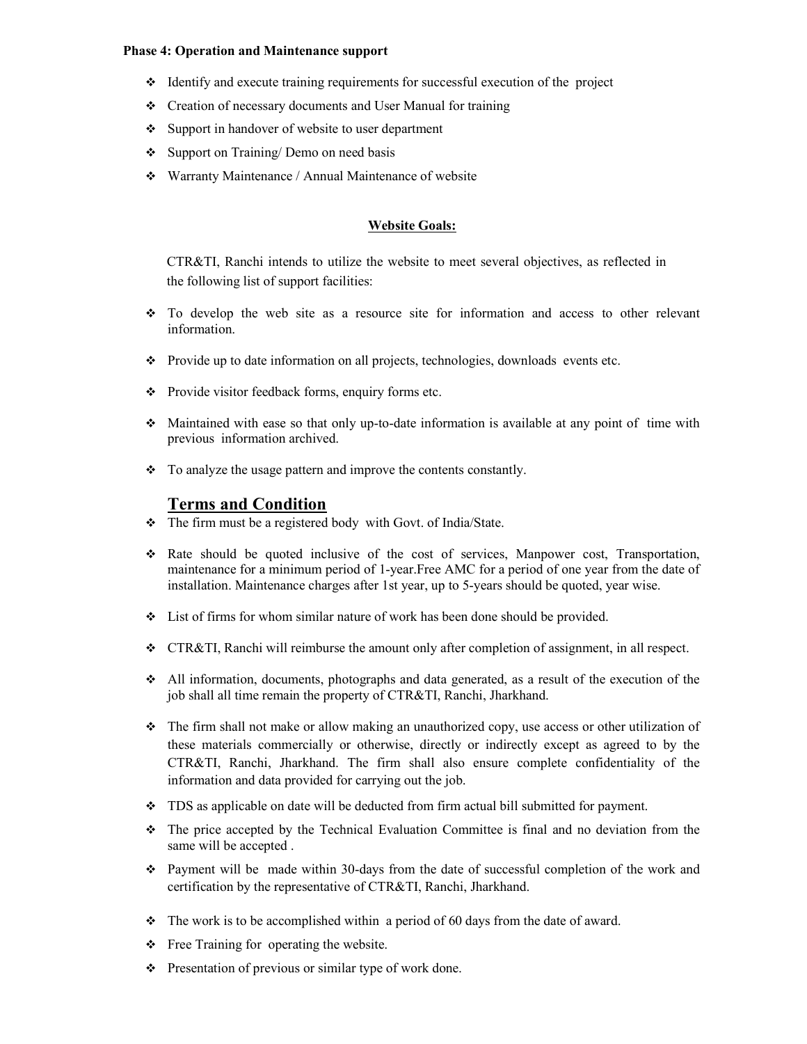**Phase 4: Operation and Maintenance support**

- Identify and execute training requirements for successful execution of the project
- Creation of necessary documents and User Manual for training
- Support in handover of website to user department
- Support on Training/ Demo on need basis
- Warranty Maintenance / Annual Maintenance of website

**Website Goals:**

CTR&TI, Ranchi intends to utilize the website to meet several objectives, as reflected in the following list of support facilities:

- To develop the web site as a resource site for information and access to other relevant information.
- Provide up to date information on all projects, technologies, downloads events etc.
- Provide visitor feedback forms, enquiry forms etc.
- Maintained with ease so that only up-to-date information is available at any point of time with previous information archived.
- To analyze the usage pattern and improve the contents constantly.

## Terms and Condition

- The firm must be a registered body with Govt. of India/State.
- Rate should be quoted inclusive of the cost of services, Manpower cost, Transportation, maintenance for a minimum period of 1-year.Free AMC for a period of one year from the date of installation. Maintenance charges after 1st year, up to 5-years should be quoted, year wise.
- List of firms for whom similar nature of work has been done should be provided.
- CTR&TI, Ranchi will reimburse the amount only after completion of assignment, in all respect.
- All information, documents, photographs and data generated, as a result of the execution of the job shall all time remain the property of CTR&TI, Ranchi, Jharkhand.
- The firm shall not make or allow making an unauthorized copy, use access or other utilization of these materials commercially or otherwise, directly or indirectly except as agreed to by the CTR&TI, Ranchi, Jharkhand. The firm shall also ensure complete confidentiality of the information and data provided for carrying out the job.
- TDS as applicable on date will be deducted from firm actual bill submitted for payment.
- The price accepted by the Technical Evaluation Committee is final and no deviation from the same will be accepted .
- Payment will be made within 30-days from the date of successful completion of the work and certification by the representative of CTR&TI, Ranchi, Jharkhand.
- The work is to be accomplished within a period of 60 days from the date of award.
- Free Training for operating the website.
- Presentation of previous or similar type of work done.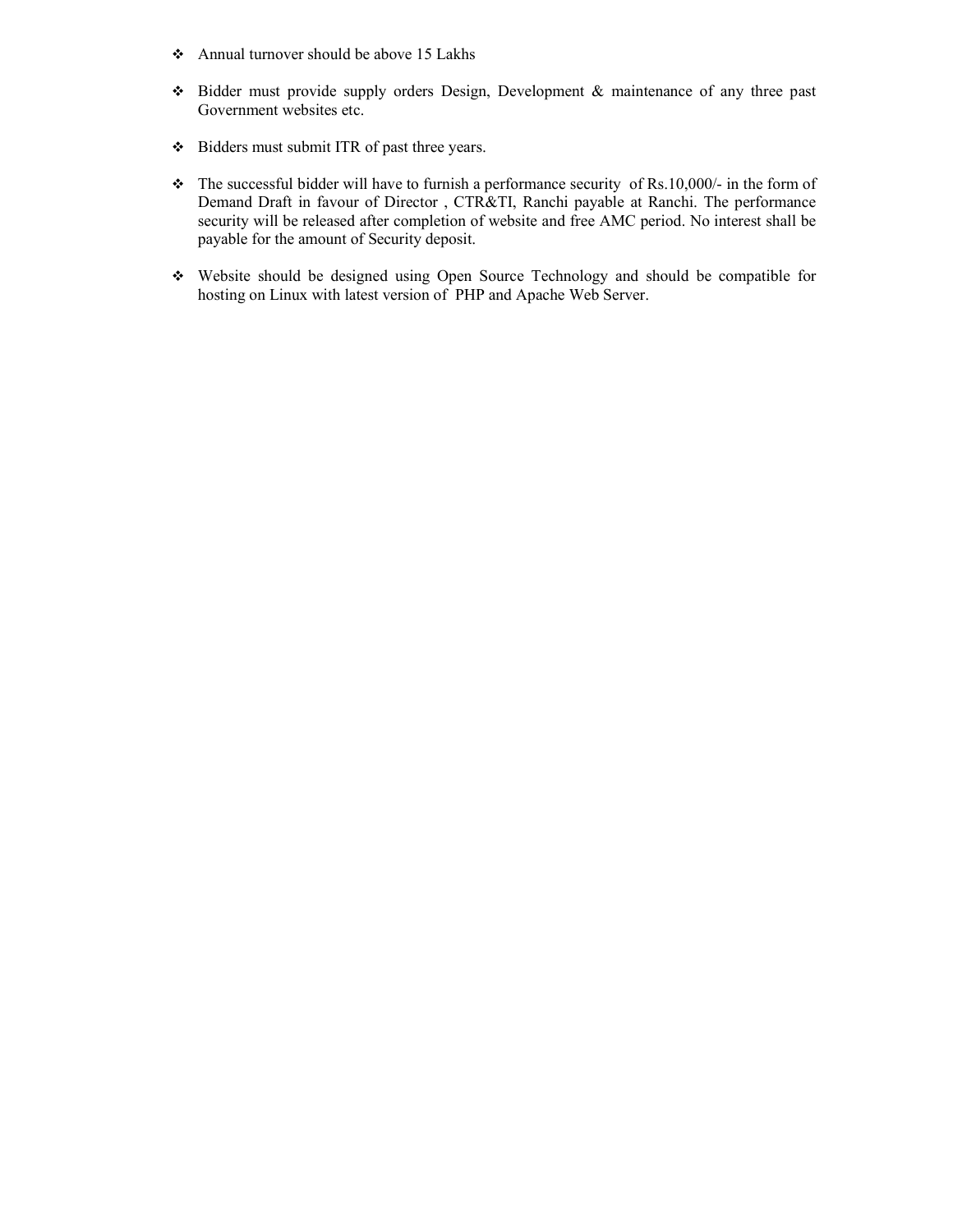- Annual turnover should be above 15 Lakhs

- Bidder must provide supply orders Design, Development & maintenance of any three past Government websites etc.

- Bidders must submit ITR of past three years.

- The successful bidder will have to furnish a performance security of Rs.10,000/- in the form of Demand Draft in favour of Director , CTR&TI, Ranchi payable at Ranchi. The performance security will be released after completion of website and free AMC period. No interest shall be payable for the amount of Security deposit.

- Website should be designed using Open Source Technology and should be compatible for hosting on Linux with latest version of PHP and Apache Web Server.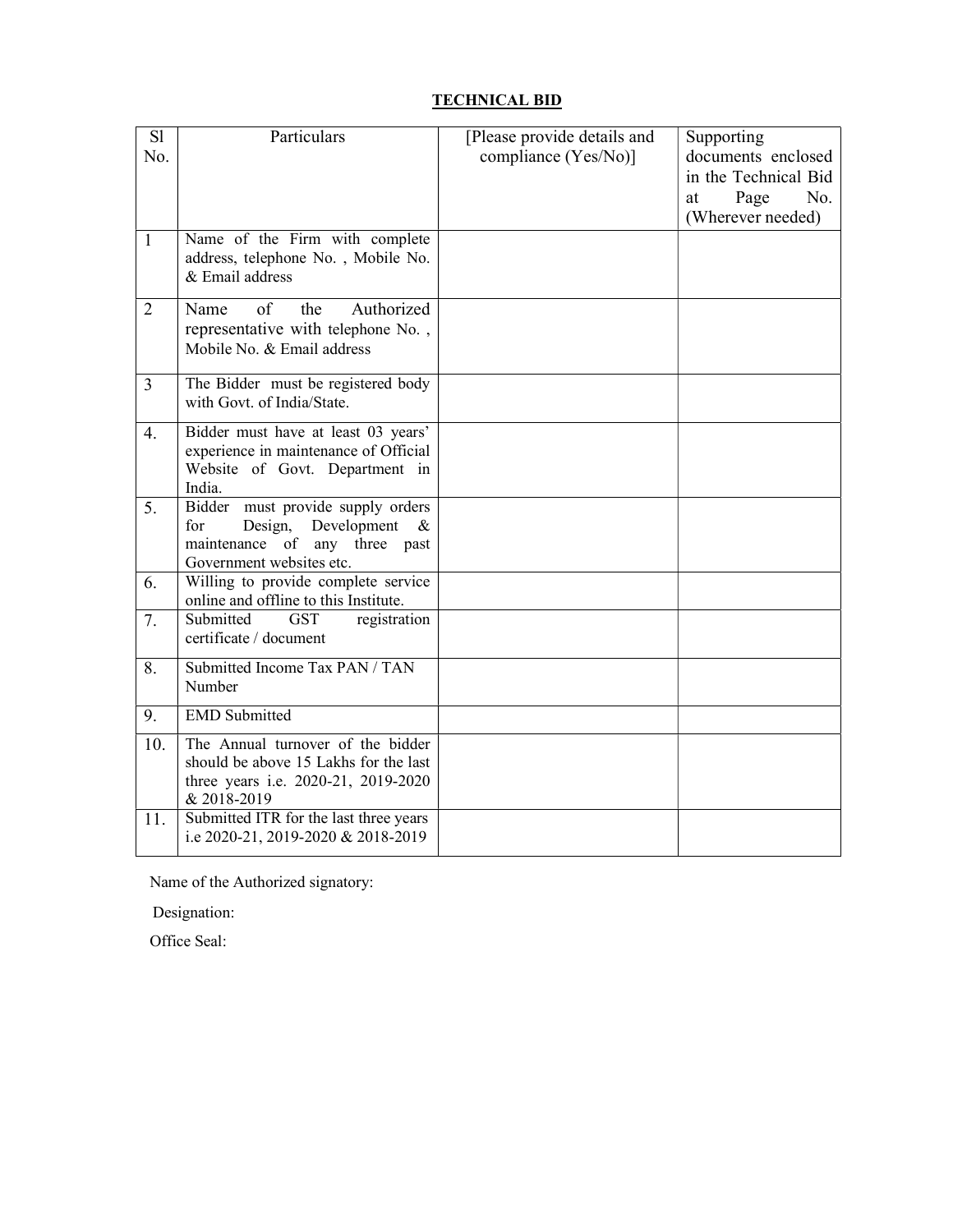## TECHNICAL BID

| Sl No. | Particulars | [Please provide details and compliance (Yes/No)] | Supporting documents enclosed in the Technical Bid at Page No. (Wherever needed) |
|---|---|---|---|
| 1 | Name of the Firm with complete address, telephone No. , Mobile No. & Email address | | |
| 2 | Name of the Authorized representative with telephone No. , Mobile No. & Email address | | |
| 3 | The Bidder must be registered body with Govt. of India/State. | | |
| 4. | Bidder must have at least 03 years' experience in maintenance of Official Website of Govt. Department in India. | | |
| 5. | Bidder must provide supply orders for Design, Development & maintenance of any three past Government websites etc. | | |
| 6. | Willing to provide complete service online and offline to this Institute. | | |
| 7. | Submitted GST registration certificate / document | | |
| 8. | Submitted Income Tax PAN / TAN Number | | |
| 9. | EMD Submitted | | |
| 10. | The Annual turnover of the bidder should be above 15 Lakhs for the last three years i.e. 2020-21, 2019-2020 & 2018-2019 | | |
| 11. | Submitted ITR for the last three years i.e 2020-21, 2019-2020 & 2018-2019 | | |

Name of the Authorized signatory:

Designation:

Office Seal: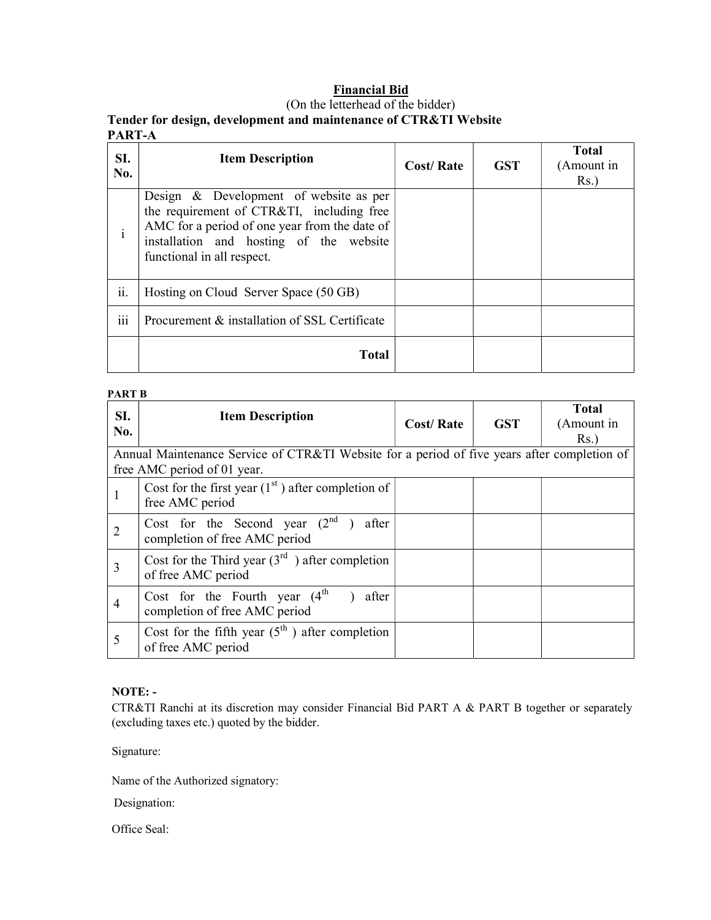**Financial Bid**

(On the letterhead of the bidder)

**Tender for design, development and maintenance of CTR&TI Website**

**PART-A**

| SI. No. | Item Description | Cost/ Rate | GST | Total (Amount in Rs.) |
|---|---|---|---|---|
| i | Design & Development of website as per the requirement of CTR&TI, including free AMC for a period of one year from the date of installation and hosting of the website functional in all respect. | | | |
| ii. | Hosting on Cloud Server Space (50 GB) | | | |
| iii | Procurement & installation of SSL Certificate | | | |
| | **Total** | | | |

**PART B**

| SI. No. | Item Description | Cost/ Rate | GST | Total (Amount in Rs.) |
|---|---|---|---|---|
| Annual Maintenance Service of CTR&TI Website for a period of five years after completion of free AMC period of 01 year. | | | | |
| 1 | Cost for the first year (1st) after completion of free AMC period | | | |
| 2 | Cost for the Second year (2nd) after completion of free AMC period | | | |
| 3 | Cost for the Third year (3rd) after completion of free AMC period | | | |
| 4 | Cost for the Fourth year (4th) after completion of free AMC period | | | |
| 5 | Cost for the fifth year (5th) after completion of free AMC period | | | |

**NOTE: -**

CTR&TI Ranchi at its discretion may consider Financial Bid PART A & PART B together or separately (excluding taxes etc.) quoted by the bidder.

Signature:

Name of the Authorized signatory:

Designation:

Office Seal: